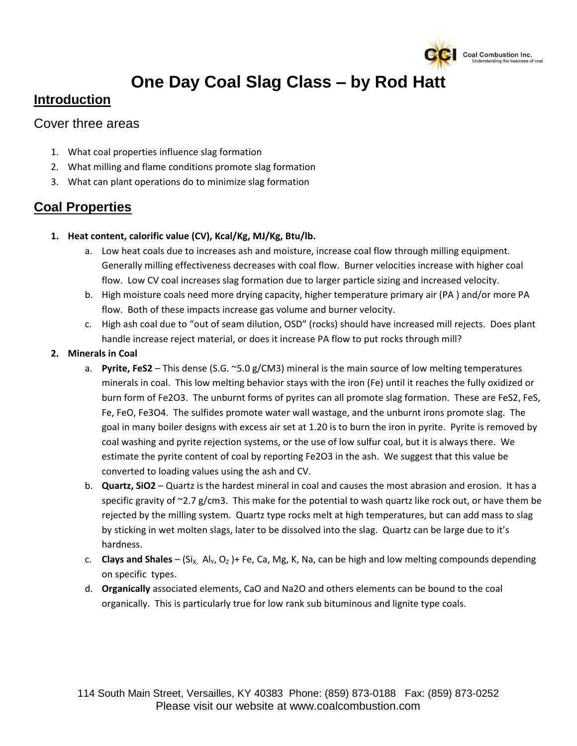# One Day Coal Slag Class – by Rod Hatt

## Introduction

Cover three areas

1. What coal properties influence slag formation
2. What milling and flame conditions promote slag formation
3. What can plant operations do to minimize slag formation

## Coal Properties

1. **Heat content, calorific value (CV), Kcal/Kg, MJ/Kg, Btu/lb.**
   a. Low heat coals due to increases ash and moisture, increase coal flow through milling equipment. Generally milling effectiveness decreases with coal flow. Burner velocities increase with higher coal flow. Low CV coal increases slag formation due to larger particle sizing and increased velocity.
   b. High moisture coals need more drying capacity, higher temperature primary air (PA ) and/or more PA flow. Both of these impacts increase gas volume and burner velocity.
   c. High ash coal due to "out of seam dilution, OSD" (rocks) should have increased mill rejects. Does plant handle increase reject material, or does it increase PA flow to put rocks through mill?
2. **Minerals in Coal**
   a. **Pyrite, $FeS_2$** – This dense (S.G. ~5.0 g/CM3) mineral is the main source of low melting temperatures minerals in coal. This low melting behavior stays with the iron (Fe) until it reaches the fully oxidized or burn form of $Fe_2O_3$. The unburnt forms of pyrites can all promote slag formation. These are $FeS_2$, FeS, Fe, FeO, $Fe_3O_4$. The sulfides promote water wall wastage, and the unburnt irons promote slag. The goal in many boiler designs with excess air set at 1.20 is to burn the iron in pyrite. Pyrite is removed by coal washing and pyrite rejection systems, or the use of low sulfur coal, but it is always there. We estimate the pyrite content of coal by reporting $Fe_2O_3$ in the ash. We suggest that this value be converted to loading values using the ash and CV.
   b. **Quartz, $SiO_2$** – Quartz is the hardest mineral in coal and causes the most abrasion and erosion. It has a specific gravity of ~2.7 g/cm3. This make for the potential to wash quartz like rock out, or have them be rejected by the milling system. Quartz type rocks melt at high temperatures, but can add mass to slag by sticking in wet molten slags, later to be dissolved into the slag. Quartz can be large due to it's hardness.
   c. **Clays and Shales** – ($Si_X$, $Al_Y$, $O_Z$ )+ Fe, Ca, Mg, K, Na, can be high and low melting compounds depending on specific types.
   d. **Organically** associated elements, CaO and $Na_2O$ and others elements can be bound to the coal organically. This is particularly true for low rank sub bituminous and lignite type coals.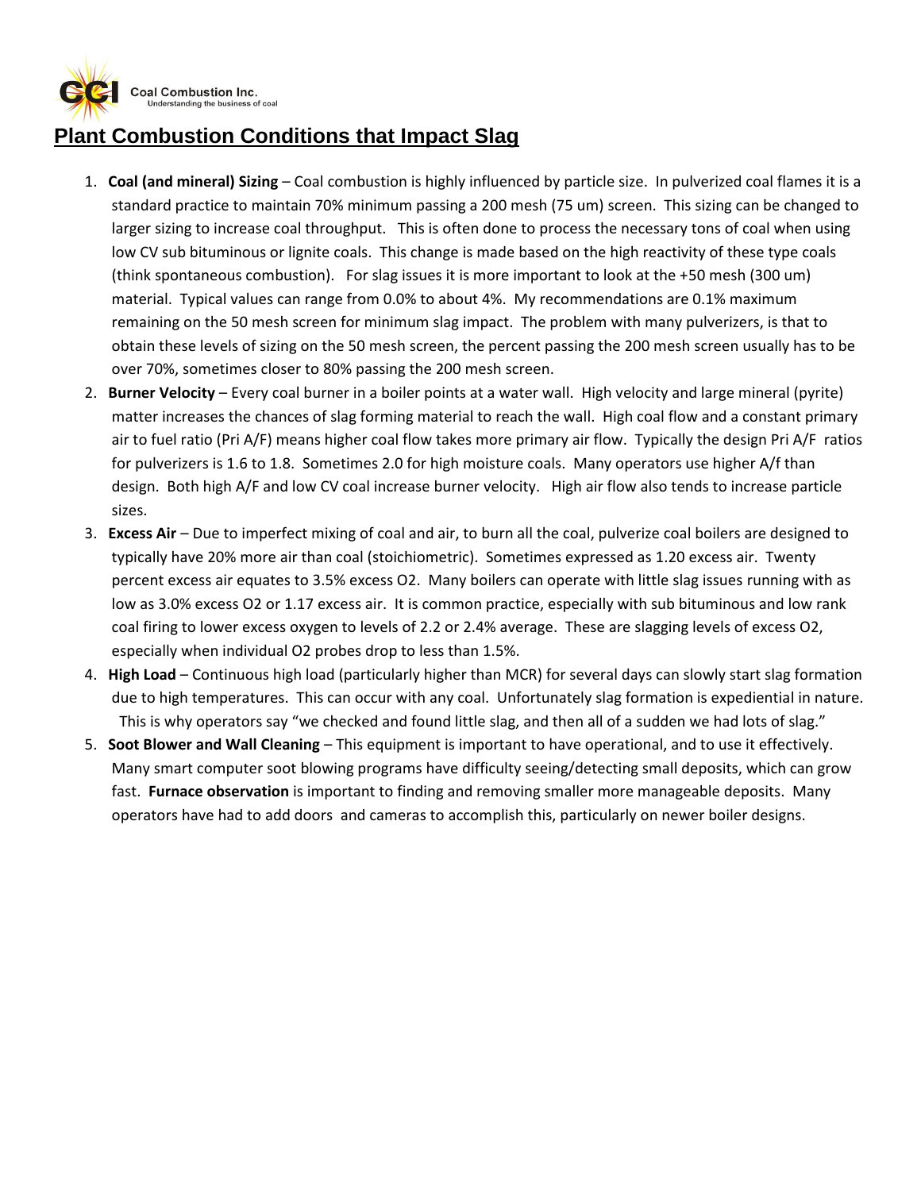Coal Combustion Inc.
Understanding the business of coal

# Plant Combustion Conditions that Impact Slag

1. **Coal (and mineral) Sizing** – Coal combustion is highly influenced by particle size. In pulverized coal flames it is a standard practice to maintain 70% minimum passing a 200 mesh (75 um) screen. This sizing can be changed to larger sizing to increase coal throughput. This is often done to process the necessary tons of coal when using low CV sub bituminous or lignite coals. This change is made based on the high reactivity of these type coals (think spontaneous combustion). For slag issues it is more important to look at the +50 mesh (300 um) material. Typical values can range from 0.0% to about 4%. My recommendations are 0.1% maximum remaining on the 50 mesh screen for minimum slag impact. The problem with many pulverizers, is that to obtain these levels of sizing on the 50 mesh screen, the percent passing the 200 mesh screen usually has to be over 70%, sometimes closer to 80% passing the 200 mesh screen.
2. **Burner Velocity** – Every coal burner in a boiler points at a water wall. High velocity and large mineral (pyrite) matter increases the chances of slag forming material to reach the wall. High coal flow and a constant primary air to fuel ratio (Pri A/F) means higher coal flow takes more primary air flow. Typically the design Pri A/F ratios for pulverizers is 1.6 to 1.8. Sometimes 2.0 for high moisture coals. Many operators use higher A/f than design. Both high A/F and low CV coal increase burner velocity. High air flow also tends to increase particle sizes.
3. **Excess Air** – Due to imperfect mixing of coal and air, to burn all the coal, pulverize coal boilers are designed to typically have 20% more air than coal (stoichiometric). Sometimes expressed as 1.20 excess air. Twenty percent excess air equates to 3.5% excess $O_2$. Many boilers can operate with little slag issues running with as low as 3.0% excess $O_2$ or 1.17 excess air. It is common practice, especially with sub bituminous and low rank coal firing to lower excess oxygen to levels of 2.2 or 2.4% average. These are slagging levels of excess $O_2$, especially when individual $O_2$ probes drop to less than 1.5%.
4. **High Load** – Continuous high load (particularly higher than MCR) for several days can slowly start slag formation due to high temperatures. This can occur with any coal. Unfortunately slag formation is expediential in nature. This is why operators say "we checked and found little slag, and then all of a sudden we had lots of slag."
5. **Soot Blower and Wall Cleaning** – This equipment is important to have operational, and to use it effectively. Many smart computer soot blowing programs have difficulty seeing/detecting small deposits, which can grow fast. **Furnace observation** is important to finding and removing smaller more manageable deposits. Many operators have had to add doors and cameras to accomplish this, particularly on newer boiler designs.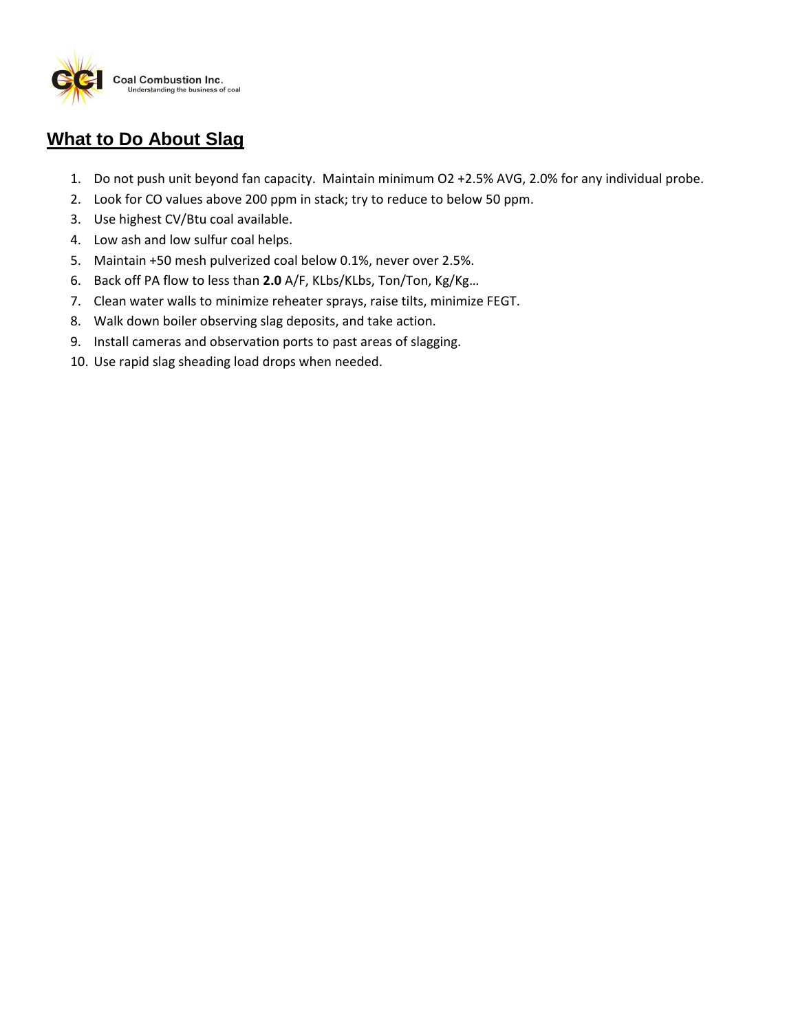Coal Combustion Inc.
Understanding the business of coal

## What to Do About Slag

1. Do not push unit beyond fan capacity. Maintain minimum $O_2$ +2.5% AVG, 2.0% for any individual probe.
2. Look for CO values above 200 ppm in stack; try to reduce to below 50 ppm.
3. Use highest CV/Btu coal available.
4. Low ash and low sulfur coal helps.
5. Maintain +50 mesh pulverized coal below 0.1%, never over 2.5%.
6. Back off PA flow to less than **2.0** A/F, KLbs/KLbs, Ton/Ton, Kg/Kg…
7. Clean water walls to minimize reheater sprays, raise tilts, minimize FEGT.
8. Walk down boiler observing slag deposits, and take action.
9. Install cameras and observation ports to past areas of slagging.
10. Use rapid slag sheading load drops when needed.